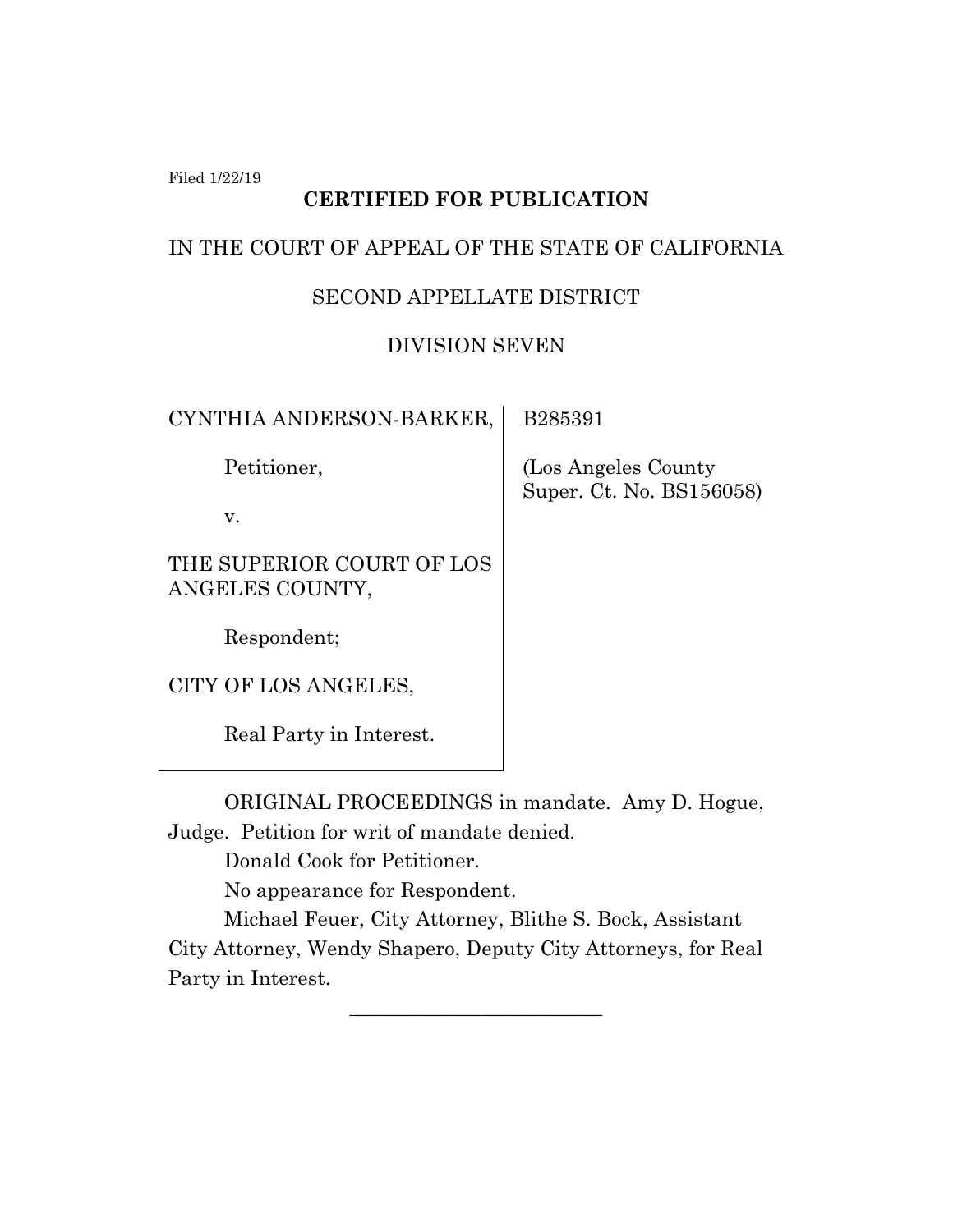Filed 1/22/19

**CERTIFIED FOR PUBLICATION**

IN THE COURT OF APPEAL OF THE STATE OF CALIFORNIA

SECOND APPELLATE DISTRICT

DIVISION SEVEN

| | |
|---|---|
| CYNTHIA ANDERSON-BARKER,<br><br>Petitioner,<br><br>v.<br><br>THE SUPERIOR COURT OF LOS ANGELES COUNTY,<br><br>Respondent;<br><br>CITY OF LOS ANGELES,<br><br>Real Party in Interest. | B285391<br><br>(Los Angeles County Super. Ct. No. BS156058) |

ORIGINAL PROCEEDINGS in mandate. Amy D. Hogue, Judge. Petition for writ of mandate denied.

Donald Cook for Petitioner.

No appearance for Respondent.

Michael Feuer, City Attorney, Blithe S. Bock, Assistant City Attorney, Wendy Shapero, Deputy City Attorneys, for Real Party in Interest.

______________________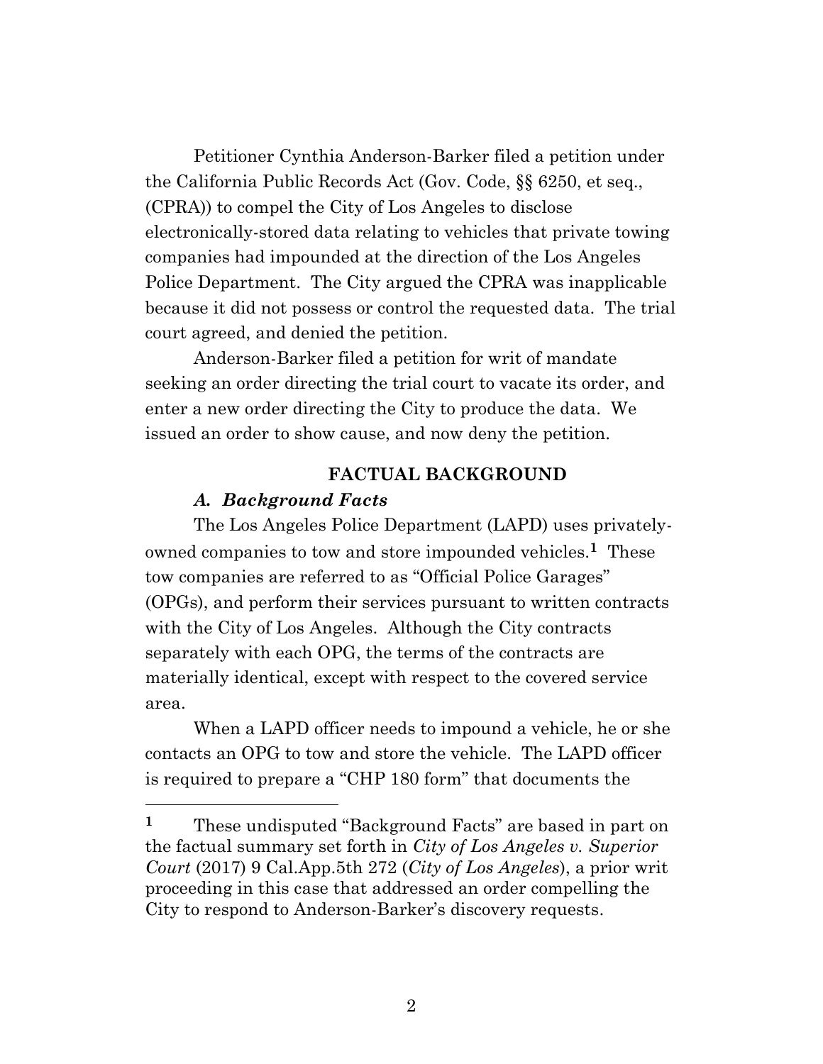Petitioner Cynthia Anderson-Barker filed a petition under the California Public Records Act (Gov. Code, §§ 6250, et seq., (CPRA)) to compel the City of Los Angeles to disclose electronically-stored data relating to vehicles that private towing companies had impounded at the direction of the Los Angeles Police Department. The City argued the CPRA was inapplicable because it did not possess or control the requested data. The trial court agreed, and denied the petition.

Anderson-Barker filed a petition for writ of mandate seeking an order directing the trial court to vacate its order, and enter a new order directing the City to produce the data. We issued an order to show cause, and now deny the petition.

## FACTUAL BACKGROUND

### *A. Background Facts*

The Los Angeles Police Department (LAPD) uses privately-owned companies to tow and store impounded vehicles.[1] These tow companies are referred to as "Official Police Garages" (OPGs), and perform their services pursuant to written contracts with the City of Los Angeles. Although the City contracts separately with each OPG, the terms of the contracts are materially identical, except with respect to the covered service area.

When a LAPD officer needs to impound a vehicle, he or she contacts an OPG to tow and store the vehicle. The LAPD officer is required to prepare a "CHP 180 form" that documents the

---

[1] These undisputed "Background Facts" are based in part on the factual summary set forth in *City of Los Angeles v. Superior Court* (2017) 9 Cal.App.5th 272 (*City of Los Angeles*), a prior writ proceeding in this case that addressed an order compelling the City to respond to Anderson-Barker's discovery requests.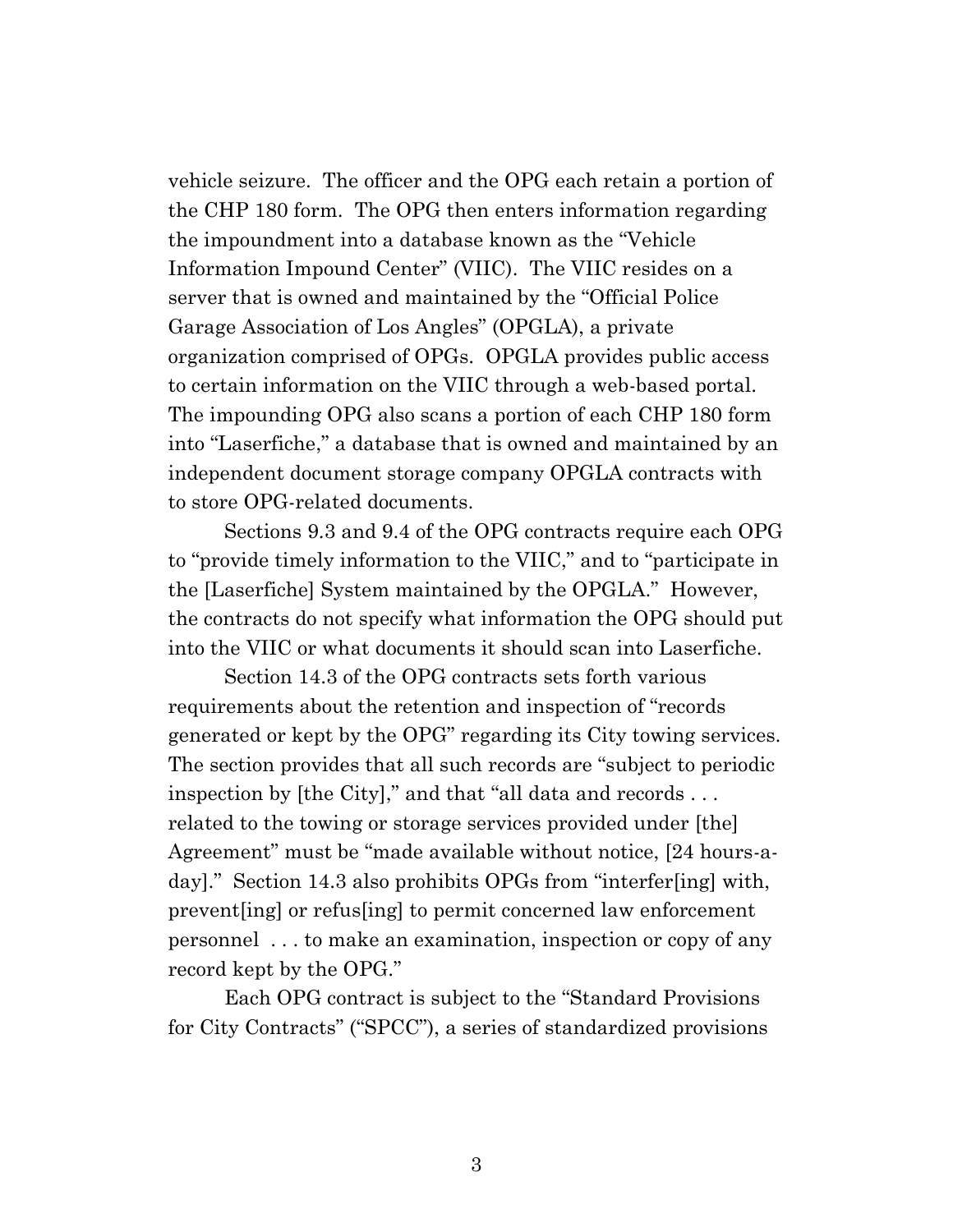vehicle seizure. The officer and the OPG each retain a portion of the CHP 180 form. The OPG then enters information regarding the impoundment into a database known as the "Vehicle Information Impound Center" (VIIC). The VIIC resides on a server that is owned and maintained by the "Official Police Garage Association of Los Angles" (OPGLA), a private organization comprised of OPGs. OPGLA provides public access to certain information on the VIIC through a web-based portal. The impounding OPG also scans a portion of each CHP 180 form into "Laserfiche," a database that is owned and maintained by an independent document storage company OPGLA contracts with to store OPG-related documents.

Sections 9.3 and 9.4 of the OPG contracts require each OPG to "provide timely information to the VIIC," and to "participate in the [Laserfiche] System maintained by the OPGLA." However, the contracts do not specify what information the OPG should put into the VIIC or what documents it should scan into Laserfiche.

Section 14.3 of the OPG contracts sets forth various requirements about the retention and inspection of "records generated or kept by the OPG" regarding its City towing services. The section provides that all such records are "subject to periodic inspection by [the City]," and that "all data and records . . . related to the towing or storage services provided under [the] Agreement" must be "made available without notice, [24 hours-a-day]." Section 14.3 also prohibits OPGs from "interfer[ing] with, prevent[ing] or refus[ing] to permit concerned law enforcement personnel . . . to make an examination, inspection or copy of any record kept by the OPG."

Each OPG contract is subject to the "Standard Provisions for City Contracts" ("SPCC"), a series of standardized provisions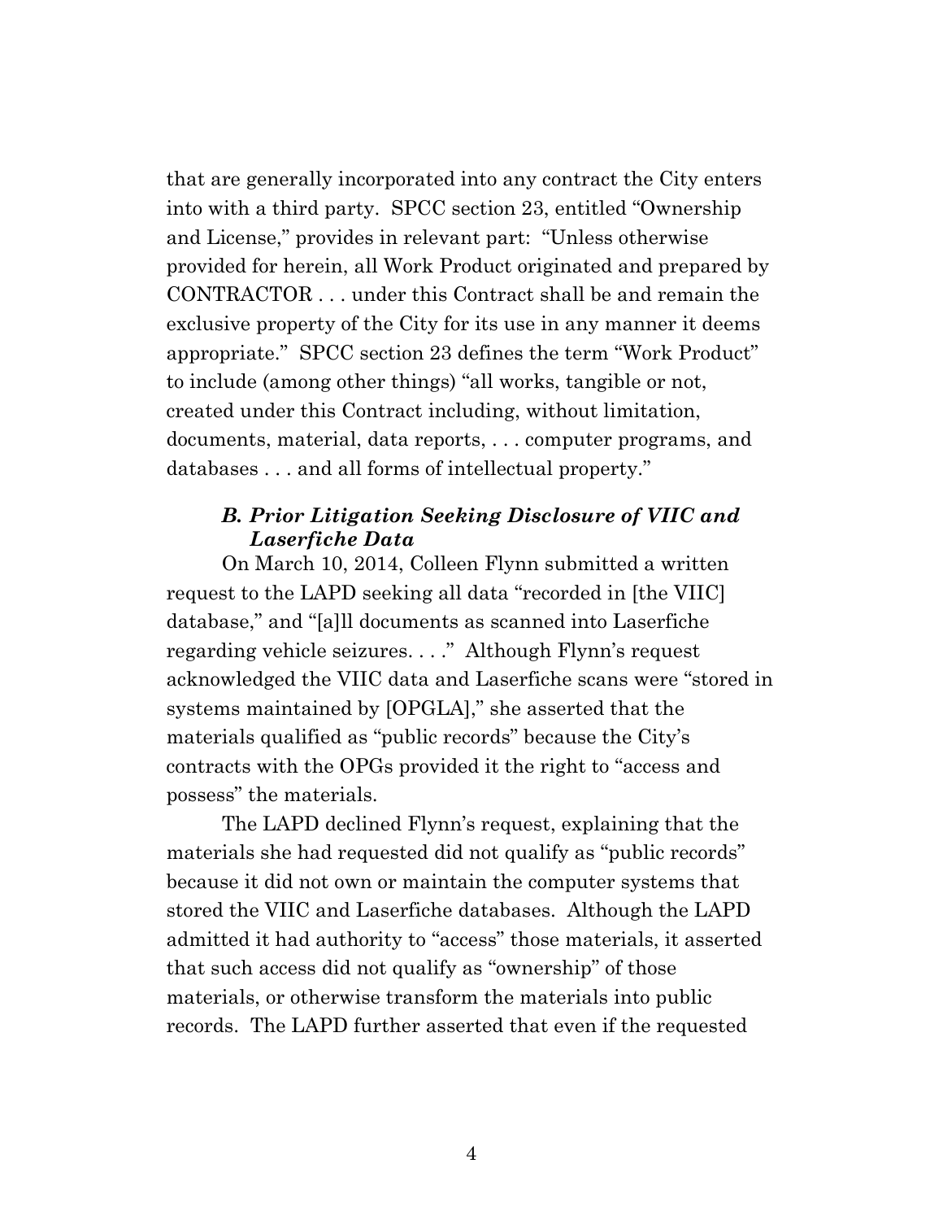that are generally incorporated into any contract the City enters into with a third party. SPCC section 23, entitled "Ownership and License," provides in relevant part: "Unless otherwise provided for herein, all Work Product originated and prepared by CONTRACTOR . . . under this Contract shall be and remain the exclusive property of the City for its use in any manner it deems appropriate." SPCC section 23 defines the term "Work Product" to include (among other things) "all works, tangible or not, created under this Contract including, without limitation, documents, material, data reports, . . . computer programs, and databases . . . and all forms of intellectual property."

### *B. Prior Litigation Seeking Disclosure of VIIC and Laserfiche Data*

On March 10, 2014, Colleen Flynn submitted a written request to the LAPD seeking all data "recorded in [the VIIC] database," and "[a]ll documents as scanned into Laserfiche regarding vehicle seizures. . . ." Although Flynn's request acknowledged the VIIC data and Laserfiche scans were "stored in systems maintained by [OPGLA]," she asserted that the materials qualified as "public records" because the City's contracts with the OPGs provided it the right to "access and possess" the materials.

The LAPD declined Flynn's request, explaining that the materials she had requested did not qualify as "public records" because it did not own or maintain the computer systems that stored the VIIC and Laserfiche databases. Although the LAPD admitted it had authority to "access" those materials, it asserted that such access did not qualify as "ownership" of those materials, or otherwise transform the materials into public records. The LAPD further asserted that even if the requested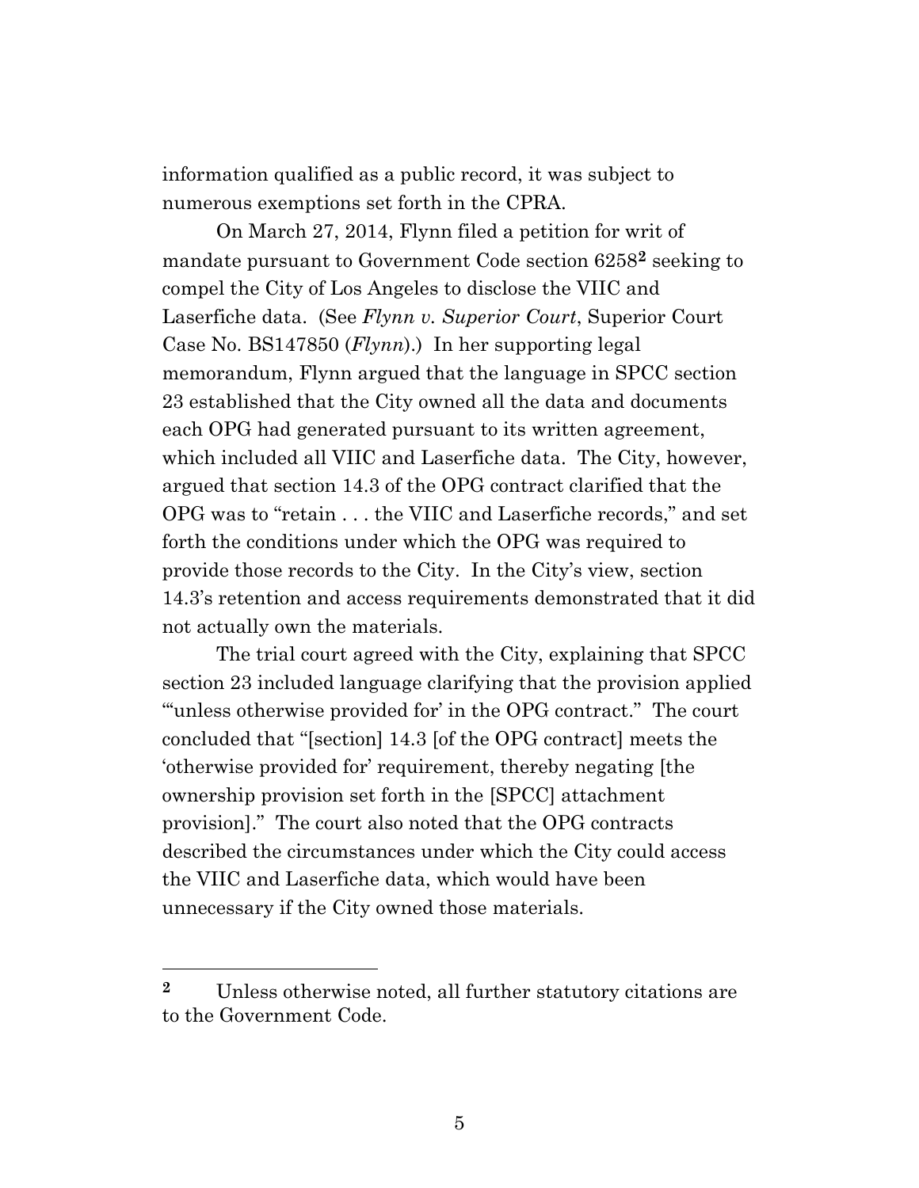information qualified as a public record, it was subject to numerous exemptions set forth in the CPRA.

On March 27, 2014, Flynn filed a petition for writ of mandate pursuant to Government Code section 6258[2] seeking to compel the City of Los Angeles to disclose the VIIC and Laserfiche data. (See *Flynn v. Superior Court*, Superior Court Case No. BS147850 (*Flynn*).) In her supporting legal memorandum, Flynn argued that the language in SPCC section 23 established that the City owned all the data and documents each OPG had generated pursuant to its written agreement, which included all VIIC and Laserfiche data. The City, however, argued that section 14.3 of the OPG contract clarified that the OPG was to "retain . . . the VIIC and Laserfiche records," and set forth the conditions under which the OPG was required to provide those records to the City. In the City's view, section 14.3's retention and access requirements demonstrated that it did not actually own the materials.

The trial court agreed with the City, explaining that SPCC section 23 included language clarifying that the provision applied "'unless otherwise provided for' in the OPG contract." The court concluded that "[section] 14.3 [of the OPG contract] meets the 'otherwise provided for' requirement, thereby negating [the ownership provision set forth in the [SPCC] attachment provision]." The court also noted that the OPG contracts described the circumstances under which the City could access the VIIC and Laserfiche data, which would have been unnecessary if the City owned those materials.

---

[2] Unless otherwise noted, all further statutory citations are to the Government Code.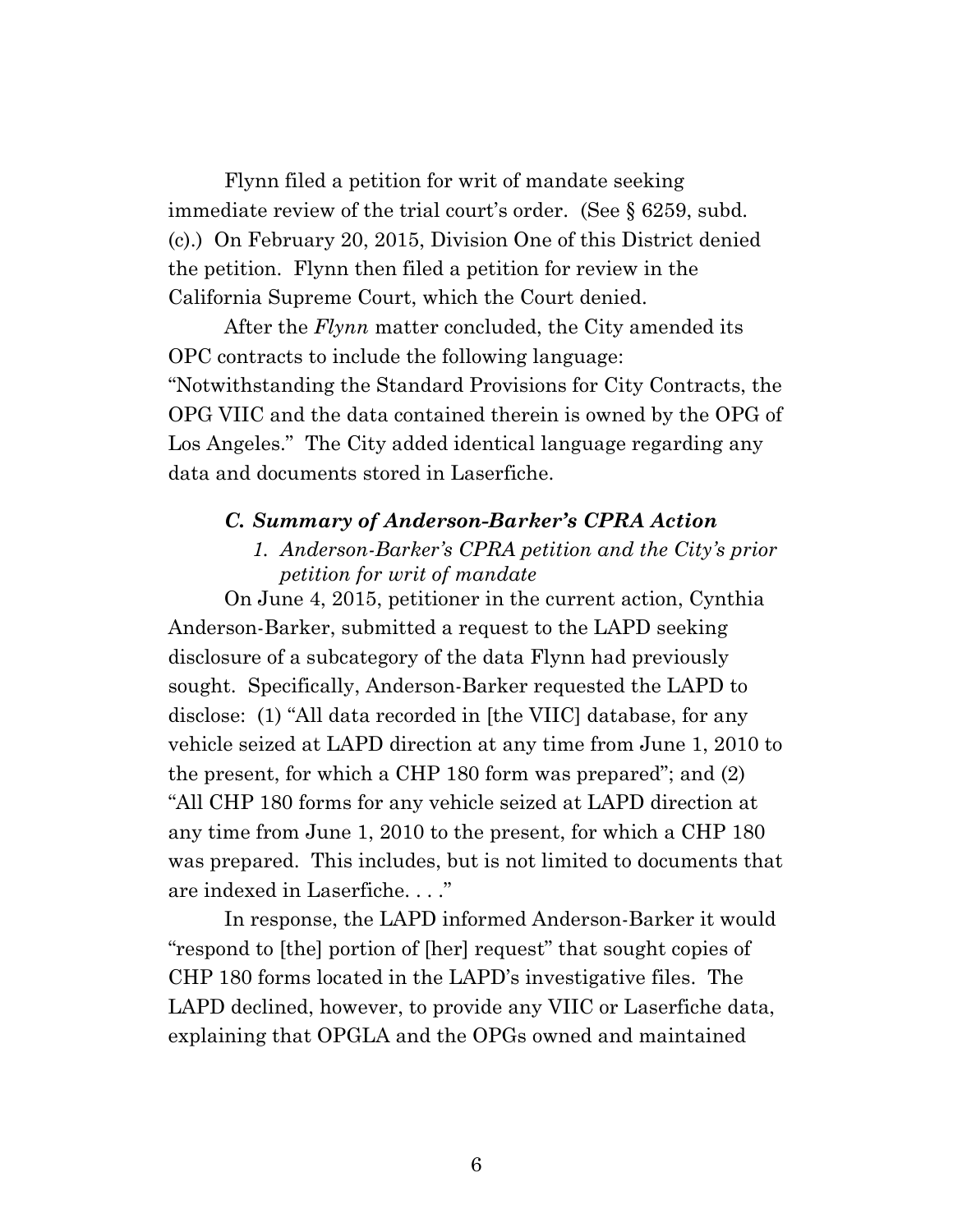Flynn filed a petition for writ of mandate seeking immediate review of the trial court's order. (See § 6259, subd. (c).) On February 20, 2015, Division One of this District denied the petition. Flynn then filed a petition for review in the California Supreme Court, which the Court denied.

After the *Flynn* matter concluded, the City amended its OPC contracts to include the following language: "Notwithstanding the Standard Provisions for City Contracts, the OPG VIIC and the data contained therein is owned by the OPG of Los Angeles." The City added identical language regarding any data and documents stored in Laserfiche.

### *C. Summary of Anderson-Barker's CPRA Action*

#### *1. Anderson-Barker's CPRA petition and the City's prior petition for writ of mandate*

On June 4, 2015, petitioner in the current action, Cynthia Anderson-Barker, submitted a request to the LAPD seeking disclosure of a subcategory of the data Flynn had previously sought. Specifically, Anderson-Barker requested the LAPD to disclose: (1) "All data recorded in [the VIIC] database, for any vehicle seized at LAPD direction at any time from June 1, 2010 to the present, for which a CHP 180 form was prepared"; and (2) "All CHP 180 forms for any vehicle seized at LAPD direction at any time from June 1, 2010 to the present, for which a CHP 180 was prepared. This includes, but is not limited to documents that are indexed in Laserfiche. . . ."

In response, the LAPD informed Anderson-Barker it would "respond to [the] portion of [her] request" that sought copies of CHP 180 forms located in the LAPD's investigative files. The LAPD declined, however, to provide any VIIC or Laserfiche data, explaining that OPGLA and the OPGs owned and maintained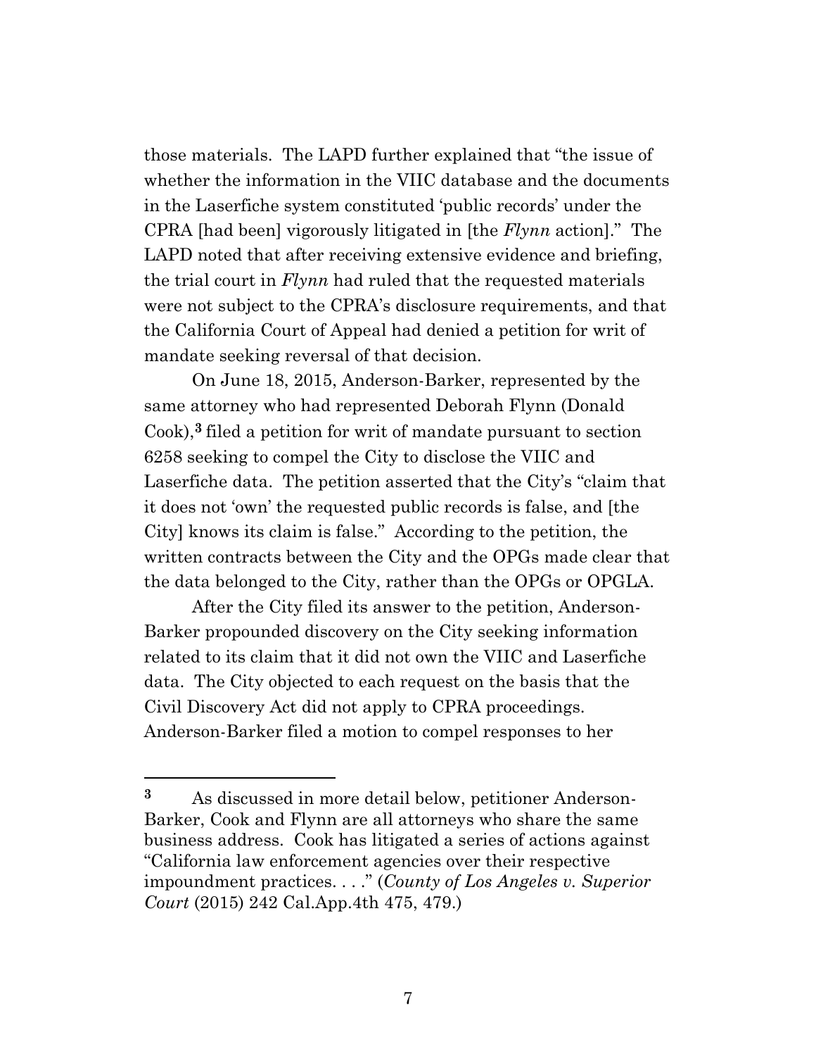those materials. The LAPD further explained that "the issue of whether the information in the VIIC database and the documents in the Laserfiche system constituted 'public records' under the CPRA [had been] vigorously litigated in [the *Flynn* action]." The LAPD noted that after receiving extensive evidence and briefing, the trial court in *Flynn* had ruled that the requested materials were not subject to the CPRA's disclosure requirements, and that the California Court of Appeal had denied a petition for writ of mandate seeking reversal of that decision.

On June 18, 2015, Anderson-Barker, represented by the same attorney who had represented Deborah Flynn (Donald Cook),[3] filed a petition for writ of mandate pursuant to section 6258 seeking to compel the City to disclose the VIIC and Laserfiche data. The petition asserted that the City's "claim that it does not 'own' the requested public records is false, and [the City] knows its claim is false." According to the petition, the written contracts between the City and the OPGs made clear that the data belonged to the City, rather than the OPGs or OPGLA.

After the City filed its answer to the petition, Anderson-Barker propounded discovery on the City seeking information related to its claim that it did not own the VIIC and Laserfiche data. The City objected to each request on the basis that the Civil Discovery Act did not apply to CPRA proceedings. Anderson-Barker filed a motion to compel responses to her

---

[3] As discussed in more detail below, petitioner Anderson-Barker, Cook and Flynn are all attorneys who share the same business address. Cook has litigated a series of actions against "California law enforcement agencies over their respective impoundment practices. . . ." (*County of Los Angeles v. Superior Court* (2015) 242 Cal.App.4th 475, 479.)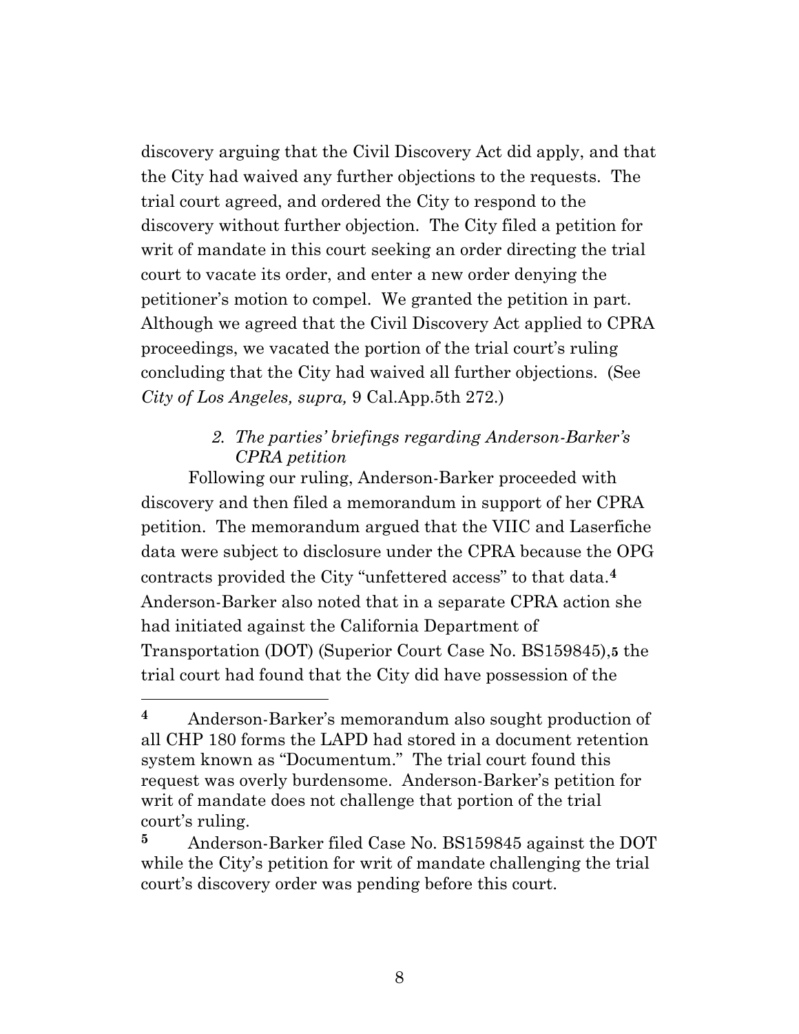discovery arguing that the Civil Discovery Act did apply, and that the City had waived any further objections to the requests. The trial court agreed, and ordered the City to respond to the discovery without further objection. The City filed a petition for writ of mandate in this court seeking an order directing the trial court to vacate its order, and enter a new order denying the petitioner's motion to compel. We granted the petition in part. Although we agreed that the Civil Discovery Act applied to CPRA proceedings, we vacated the portion of the trial court's ruling concluding that the City had waived all further objections. (See *City of Los Angeles, supra,* 9 Cal.App.5th 272.)

*2. The parties' briefings regarding Anderson-Barker's CPRA petition*

Following our ruling, Anderson-Barker proceeded with discovery and then filed a memorandum in support of her CPRA petition. The memorandum argued that the VIIC and Laserfiche data were subject to disclosure under the CPRA because the OPG contracts provided the City "unfettered access" to that data.[4] Anderson-Barker also noted that in a separate CPRA action she had initiated against the California Department of Transportation (DOT) (Superior Court Case No. BS159845),[5] the trial court had found that the City did have possession of the

---

[4] Anderson-Barker's memorandum also sought production of all CHP 180 forms the LAPD had stored in a document retention system known as "Documentum." The trial court found this request was overly burdensome. Anderson-Barker's petition for writ of mandate does not challenge that portion of the trial court's ruling.

[5] Anderson-Barker filed Case No. BS159845 against the DOT while the City's petition for writ of mandate challenging the trial court's discovery order was pending before this court.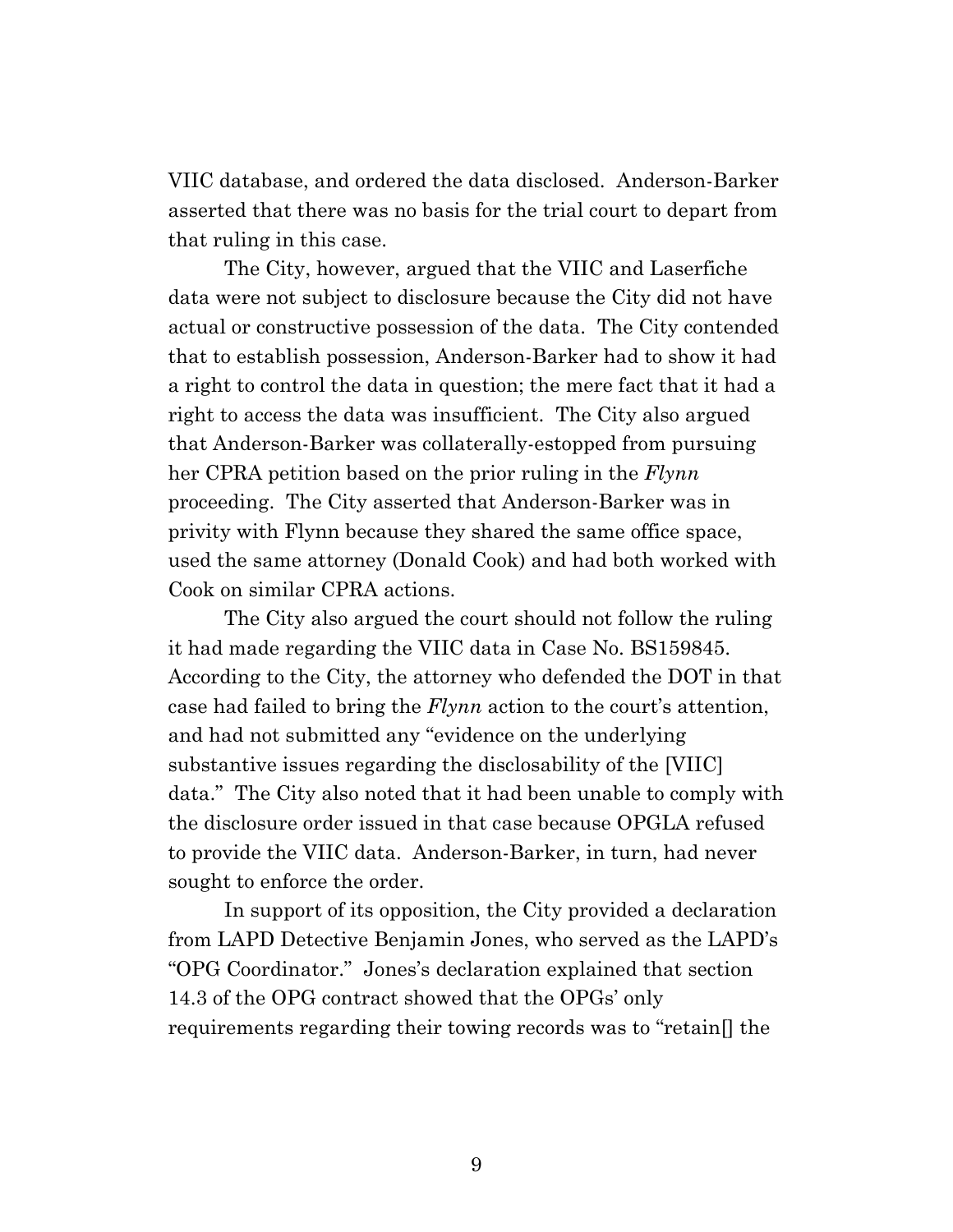VIIC database, and ordered the data disclosed. Anderson-Barker asserted that there was no basis for the trial court to depart from that ruling in this case.

The City, however, argued that the VIIC and Laserfiche data were not subject to disclosure because the City did not have actual or constructive possession of the data. The City contended that to establish possession, Anderson-Barker had to show it had a right to control the data in question; the mere fact that it had a right to access the data was insufficient. The City also argued that Anderson-Barker was collaterally-estopped from pursuing her CPRA petition based on the prior ruling in the *Flynn* proceeding. The City asserted that Anderson-Barker was in privity with Flynn because they shared the same office space, used the same attorney (Donald Cook) and had both worked with Cook on similar CPRA actions.

The City also argued the court should not follow the ruling it had made regarding the VIIC data in Case No. BS159845. According to the City, the attorney who defended the DOT in that case had failed to bring the *Flynn* action to the court's attention, and had not submitted any "evidence on the underlying substantive issues regarding the disclosability of the [VIIC] data." The City also noted that it had been unable to comply with the disclosure order issued in that case because OPGLA refused to provide the VIIC data. Anderson-Barker, in turn, had never sought to enforce the order.

In support of its opposition, the City provided a declaration from LAPD Detective Benjamin Jones, who served as the LAPD's "OPG Coordinator." Jones's declaration explained that section 14.3 of the OPG contract showed that the OPGs' only requirements regarding their towing records was to "retain[] the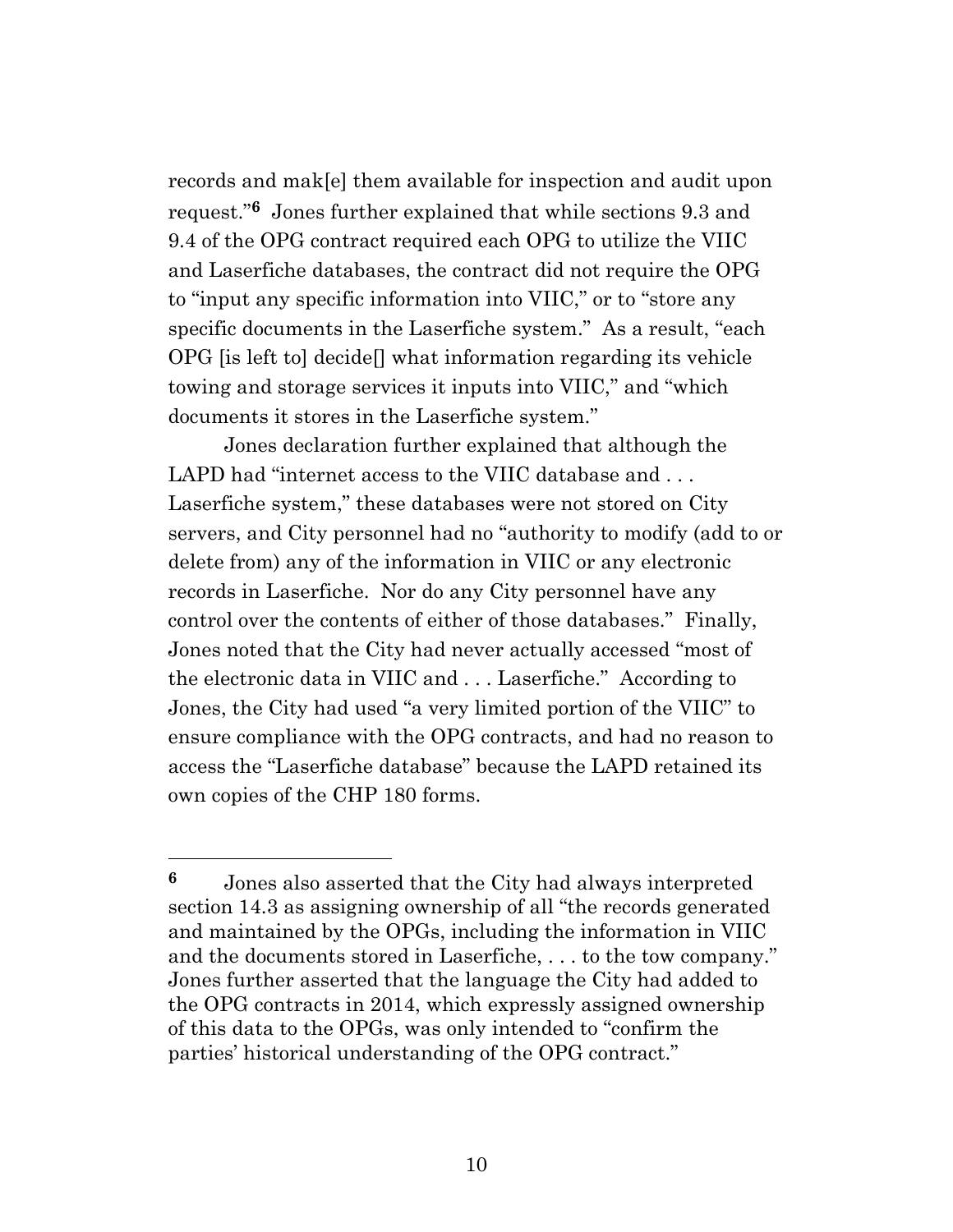records and mak[e] them available for inspection and audit upon request."[6] Jones further explained that while sections 9.3 and 9.4 of the OPG contract required each OPG to utilize the VIIC and Laserfiche databases, the contract did not require the OPG to "input any specific information into VIIC," or to "store any specific documents in the Laserfiche system." As a result, "each OPG [is left to] decide[] what information regarding its vehicle towing and storage services it inputs into VIIC," and "which documents it stores in the Laserfiche system."

Jones declaration further explained that although the LAPD had "internet access to the VIIC database and . . . Laserfiche system," these databases were not stored on City servers, and City personnel had no "authority to modify (add to or delete from) any of the information in VIIC or any electronic records in Laserfiche. Nor do any City personnel have any control over the contents of either of those databases." Finally, Jones noted that the City had never actually accessed "most of the electronic data in VIIC and . . . Laserfiche." According to Jones, the City had used "a very limited portion of the VIIC" to ensure compliance with the OPG contracts, and had no reason to access the "Laserfiche database" because the LAPD retained its own copies of the CHP 180 forms.

---

[6] Jones also asserted that the City had always interpreted section 14.3 as assigning ownership of all "the records generated and maintained by the OPGs, including the information in VIIC and the documents stored in Laserfiche, . . . to the tow company." Jones further asserted that the language the City had added to the OPG contracts in 2014, which expressly assigned ownership of this data to the OPGs, was only intended to "confirm the parties' historical understanding of the OPG contract."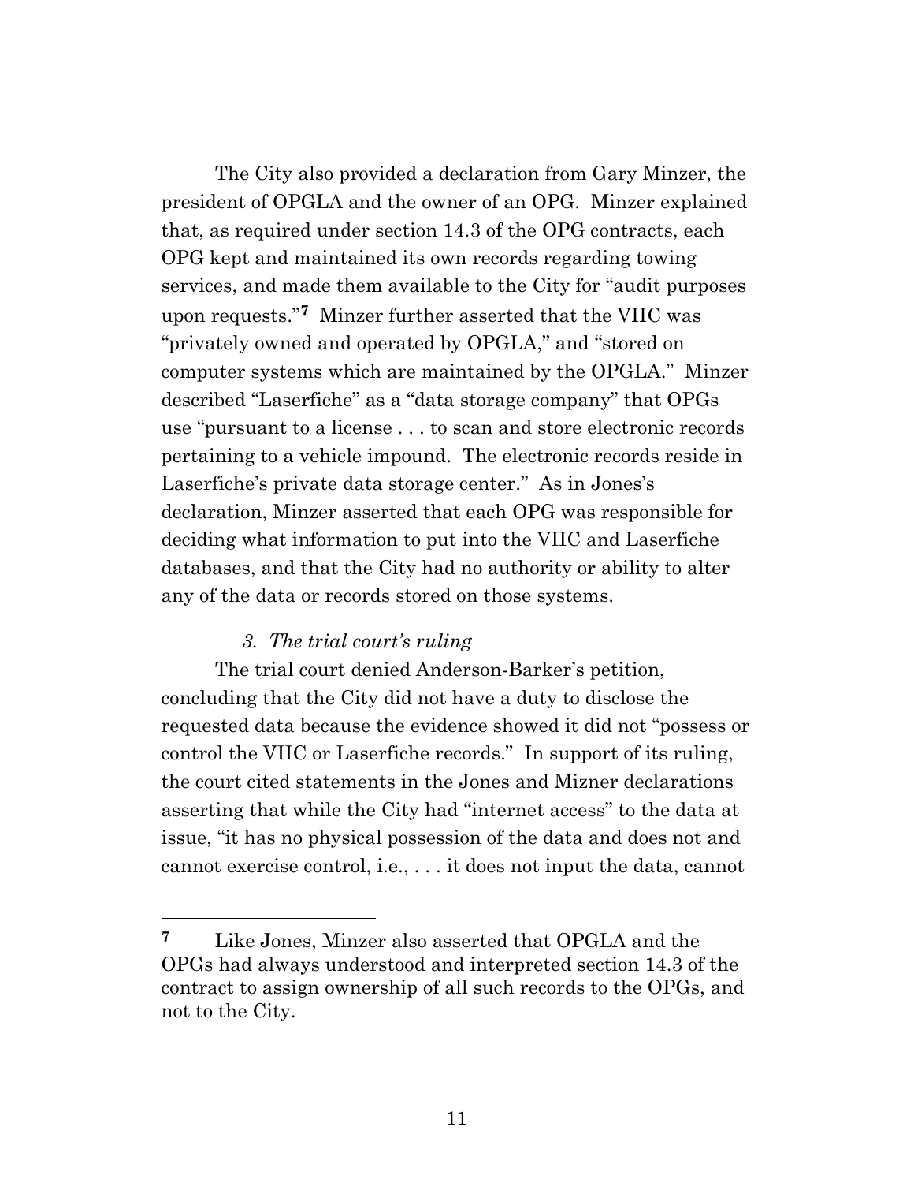The City also provided a declaration from Gary Minzer, the president of OPGLA and the owner of an OPG. Minzer explained that, as required under section 14.3 of the OPG contracts, each OPG kept and maintained its own records regarding towing services, and made them available to the City for "audit purposes upon requests."[7] Minzer further asserted that the VIIC was "privately owned and operated by OPGLA," and "stored on computer systems which are maintained by the OPGLA." Minzer described "Laserfiche" as a "data storage company" that OPGs use "pursuant to a license . . . to scan and store electronic records pertaining to a vehicle impound. The electronic records reside in Laserfiche's private data storage center." As in Jones's declaration, Minzer asserted that each OPG was responsible for deciding what information to put into the VIIC and Laserfiche databases, and that the City had no authority or ability to alter any of the data or records stored on those systems.

*3. The trial court's ruling*

The trial court denied Anderson-Barker's petition, concluding that the City did not have a duty to disclose the requested data because the evidence showed it did not "possess or control the VIIC or Laserfiche records." In support of its ruling, the court cited statements in the Jones and Mizner declarations asserting that while the City had "internet access" to the data at issue, "it has no physical possession of the data and does not and cannot exercise control, i.e., . . . it does not input the data, cannot

---

[7] Like Jones, Minzer also asserted that OPGLA and the OPGs had always understood and interpreted section 14.3 of the contract to assign ownership of all such records to the OPGs, and not to the City.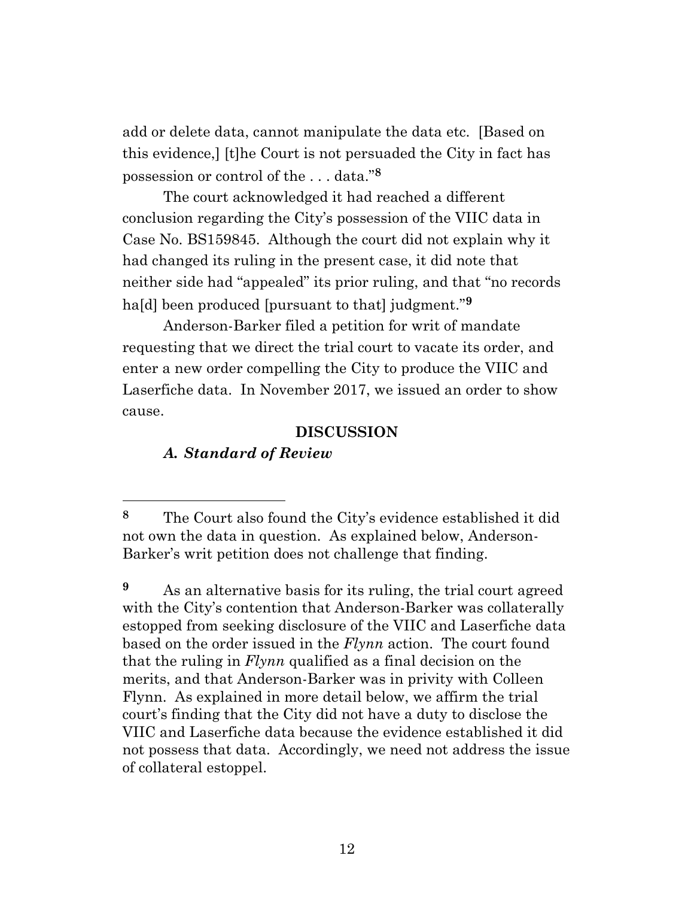add or delete data, cannot manipulate the data etc. [Based on this evidence,] [t]he Court is not persuaded the City in fact has possession or control of the . . . data."[8]

The court acknowledged it had reached a different conclusion regarding the City's possession of the VIIC data in Case No. BS159845. Although the court did not explain why it had changed its ruling in the present case, it did note that neither side had "appealed" its prior ruling, and that "no records ha[d] been produced [pursuant to that] judgment."[9]

Anderson-Barker filed a petition for writ of mandate requesting that we direct the trial court to vacate its order, and enter a new order compelling the City to produce the VIIC and Laserfiche data. In November 2017, we issued an order to show cause.

## DISCUSSION

### *A. Standard of Review*

---

[8] The Court also found the City's evidence established it did not own the data in question. As explained below, Anderson-Barker's writ petition does not challenge that finding.

[9] As an alternative basis for its ruling, the trial court agreed with the City's contention that Anderson-Barker was collaterally estopped from seeking disclosure of the VIIC and Laserfiche data based on the order issued in the *Flynn* action. The court found that the ruling in *Flynn* qualified as a final decision on the merits, and that Anderson-Barker was in privity with Colleen Flynn. As explained in more detail below, we affirm the trial court's finding that the City did not have a duty to disclose the VIIC and Laserfiche data because the evidence established it did not possess that data. Accordingly, we need not address the issue of collateral estoppel.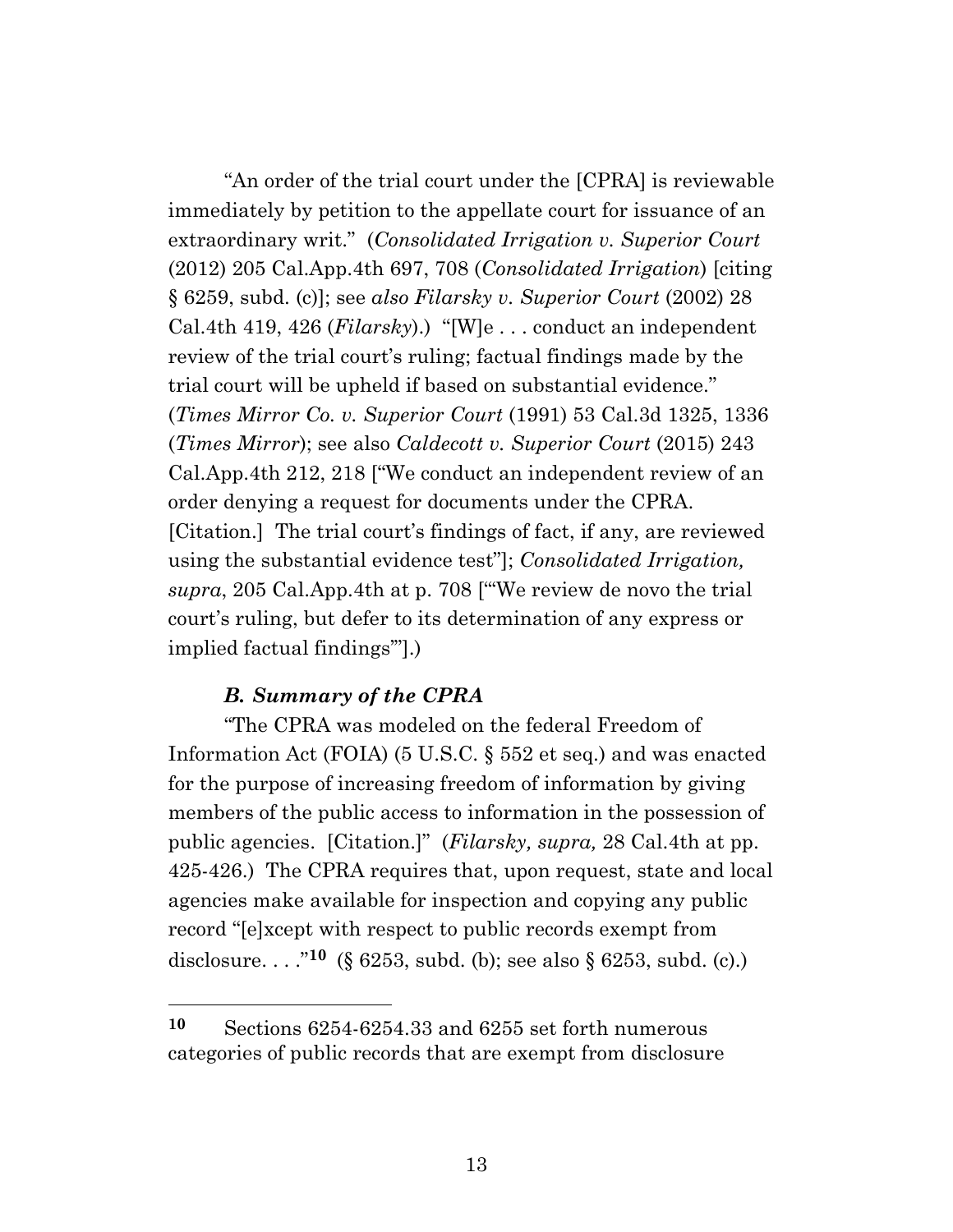"An order of the trial court under the [CPRA] is reviewable immediately by petition to the appellate court for issuance of an extraordinary writ." (*Consolidated Irrigation v. Superior Court* (2012) 205 Cal.App.4th 697, 708 (*Consolidated Irrigation*) [citing § 6259, subd. (c)]; see *also Filarsky v. Superior Court* (2002) 28 Cal.4th 419, 426 (*Filarsky*).) "[W]e . . . conduct an independent review of the trial court's ruling; factual findings made by the trial court will be upheld if based on substantial evidence." (*Times Mirror Co. v. Superior Court* (1991) 53 Cal.3d 1325, 1336 (*Times Mirror*); see also *Caldecott v. Superior Court* (2015) 243 Cal.App.4th 212, 218 ["We conduct an independent review of an order denying a request for documents under the CPRA. [Citation.] The trial court's findings of fact, if any, are reviewed using the substantial evidence test"]; *Consolidated Irrigation, supra*, 205 Cal.App.4th at p. 708 ["'We review de novo the trial court's ruling, but defer to its determination of any express or implied factual findings'"].)

### *B. Summary of the CPRA*

"The CPRA was modeled on the federal Freedom of Information Act (FOIA) (5 U.S.C. § 552 et seq.) and was enacted for the purpose of increasing freedom of information by giving members of the public access to information in the possession of public agencies. [Citation.]" (*Filarsky, supra,* 28 Cal.4th at pp. 425-426.) The CPRA requires that, upon request, state and local agencies make available for inspection and copying any public record "[e]xcept with respect to public records exempt from disclosure. . . ."[10] (§ 6253, subd. (b); see also § 6253, subd. (c).)

---

[10] Sections 6254-6254.33 and 6255 set forth numerous categories of public records that are exempt from disclosure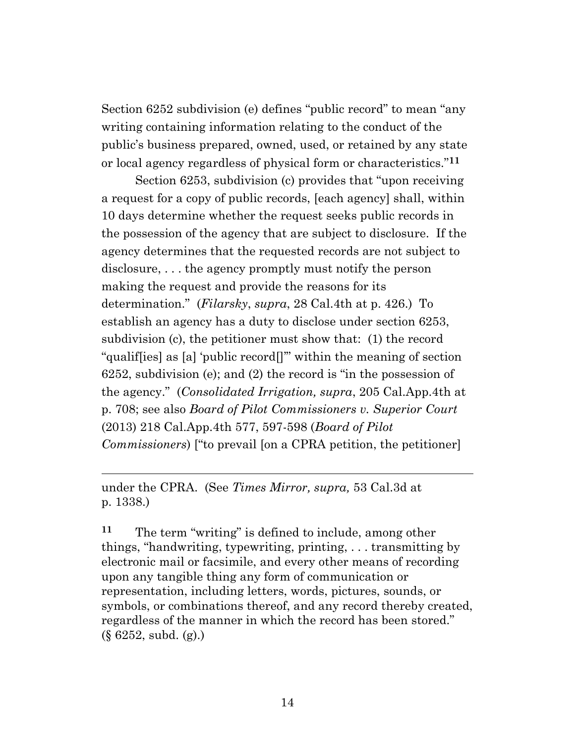Section 6252 subdivision (e) defines "public record" to mean "any writing containing information relating to the conduct of the public's business prepared, owned, used, or retained by any state or local agency regardless of physical form or characteristics."[11]

Section 6253, subdivision (c) provides that "upon receiving a request for a copy of public records, [each agency] shall, within 10 days determine whether the request seeks public records in the possession of the agency that are subject to disclosure. If the agency determines that the requested records are not subject to disclosure, . . . the agency promptly must notify the person making the request and provide the reasons for its determination." (*Filarsky*, *supra*, 28 Cal.4th at p. 426.) To establish an agency has a duty to disclose under section 6253, subdivision (c), the petitioner must show that: (1) the record "qualif[ies] as [a] 'public record[]'" within the meaning of section 6252, subdivision (e); and (2) the record is "in the possession of the agency." (*Consolidated Irrigation, supra*, 205 Cal.App.4th at p. 708; see also *Board of Pilot Commissioners v. Superior Court* (2013) 218 Cal.App.4th 577, 597-598 (*Board of Pilot Commissioners*) ["to prevail [on a CPRA petition, the petitioner]

---

under the CPRA. (See *Times Mirror, supra,* 53 Cal.3d at p. 1338.)

[11] The term "writing" is defined to include, among other things, "handwriting, typewriting, printing, . . . transmitting by electronic mail or facsimile, and every other means of recording upon any tangible thing any form of communication or representation, including letters, words, pictures, sounds, or symbols, or combinations thereof, and any record thereby created, regardless of the manner in which the record has been stored." (§ 6252, subd. (g).)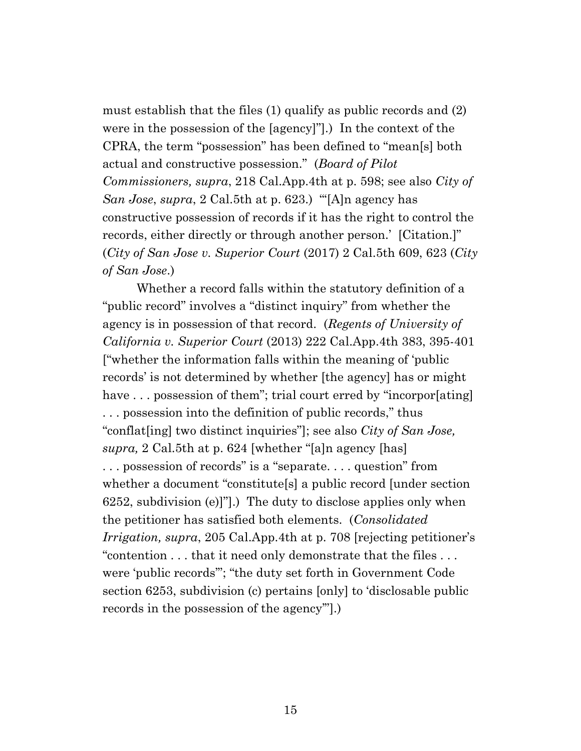must establish that the files (1) qualify as public records and (2) were in the possession of the [agency]"].) In the context of the CPRA, the term "possession" has been defined to "mean[s] both actual and constructive possession." (*Board of Pilot Commissioners, supra*, 218 Cal.App.4th at p. 598; see also *City of San Jose*, *supra*, 2 Cal.5th at p. 623.) "'[A]n agency has constructive possession of records if it has the right to control the records, either directly or through another person.' [Citation.]" (*City of San Jose v. Superior Court* (2017) 2 Cal.5th 609, 623 (*City of San Jose*.)

Whether a record falls within the statutory definition of a "public record" involves a "distinct inquiry" from whether the agency is in possession of that record. (*Regents of University of California v. Superior Court* (2013) 222 Cal.App.4th 383, 395-401 ["whether the information falls within the meaning of 'public records' is not determined by whether [the agency] has or might have . . . possession of them"; trial court erred by "incorpor[ating] . . . possession into the definition of public records," thus "conflat[ing] two distinct inquiries"]; see also *City of San Jose, supra,* 2 Cal.5th at p. 624 [whether "[a]n agency [has] . . . possession of records" is a "separate. . . . question" from whether a document "constitute[s] a public record [under section 6252, subdivision (e)]"].) The duty to disclose applies only when the petitioner has satisfied both elements. (*Consolidated Irrigation, supra*, 205 Cal.App.4th at p. 708 [rejecting petitioner's "contention . . . that it need only demonstrate that the files . . . were 'public records'"; "the duty set forth in Government Code section 6253, subdivision (c) pertains [only] to 'disclosable public records in the possession of the agency'"].)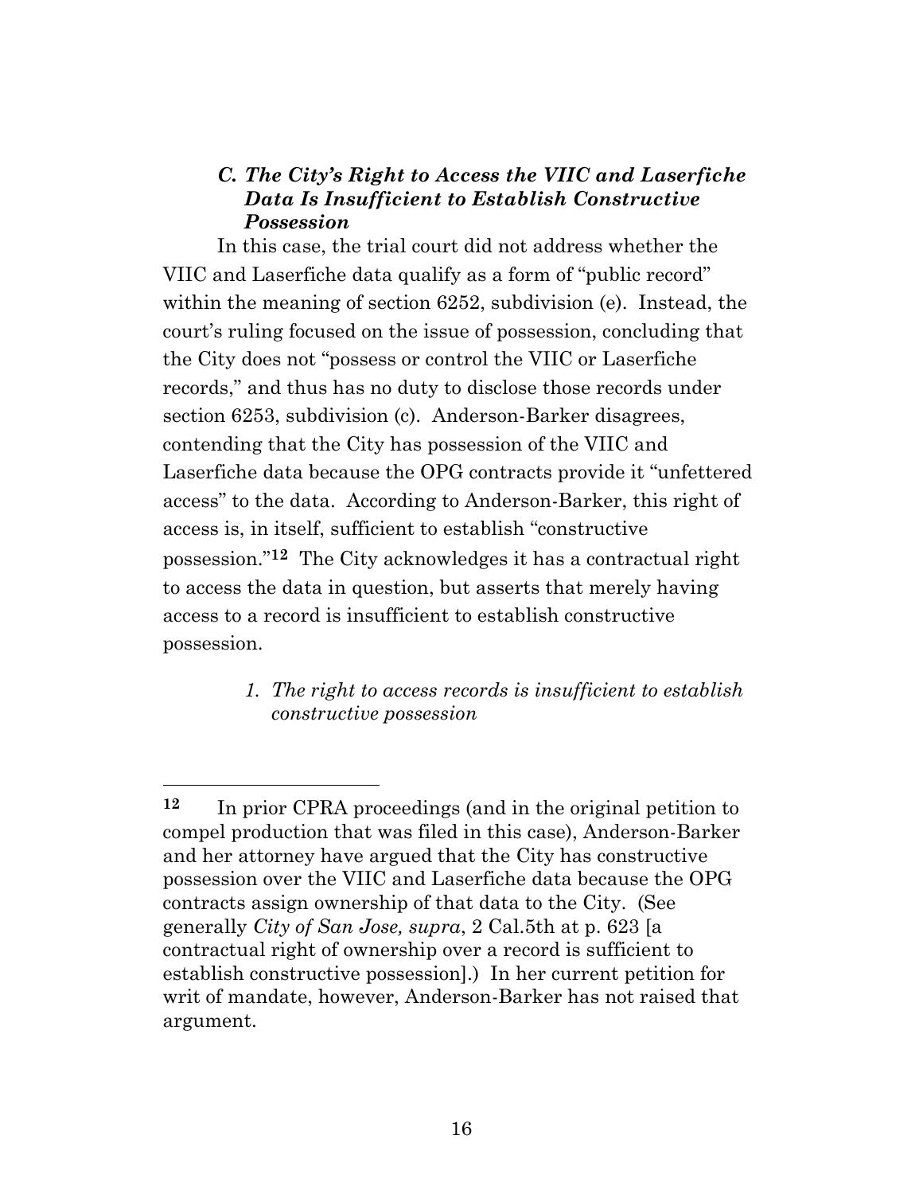### *C. The City's Right to Access the VIIC and Laserfiche Data Is Insufficient to Establish Constructive Possession*

In this case, the trial court did not address whether the VIIC and Laserfiche data qualify as a form of "public record" within the meaning of section 6252, subdivision (e). Instead, the court's ruling focused on the issue of possession, concluding that the City does not "possess or control the VIIC or Laserfiche records," and thus has no duty to disclose those records under section 6253, subdivision (c). Anderson-Barker disagrees, contending that the City has possession of the VIIC and Laserfiche data because the OPG contracts provide it "unfettered access" to the data. According to Anderson-Barker, this right of access is, in itself, sufficient to establish "constructive possession."[12] The City acknowledges it has a contractual right to access the data in question, but asserts that merely having access to a record is insufficient to establish constructive possession.

#### *1. The right to access records is insufficient to establish constructive possession*

---

[12] In prior CPRA proceedings (and in the original petition to compel production that was filed in this case), Anderson-Barker and her attorney have argued that the City has constructive possession over the VIIC and Laserfiche data because the OPG contracts assign ownership of that data to the City. (See generally *City of San Jose, supra*, 2 Cal.5th at p. 623 [a contractual right of ownership over a record is sufficient to establish constructive possession].) In her current petition for writ of mandate, however, Anderson-Barker has not raised that argument.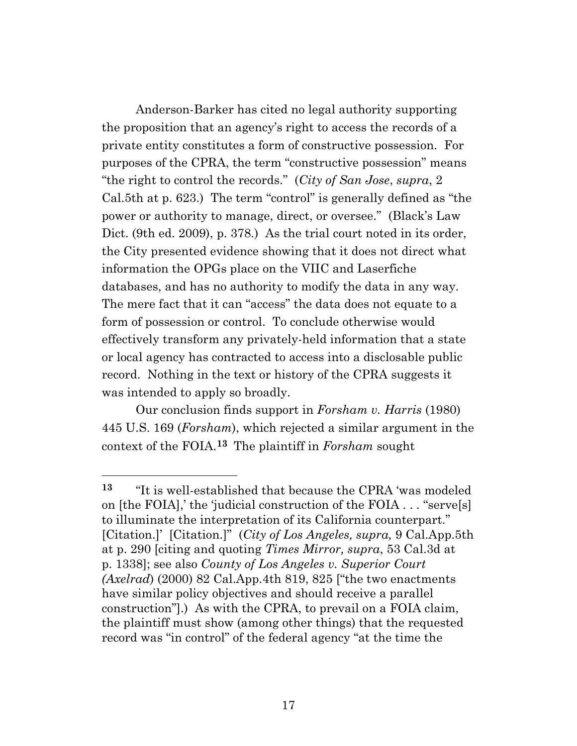Anderson-Barker has cited no legal authority supporting the proposition that an agency's right to access the records of a private entity constitutes a form of constructive possession. For purposes of the CPRA, the term "constructive possession" means "the right to control the records." (*City of San Jose*, *supra*, 2 Cal.5th at p. 623.) The term "control" is generally defined as "the power or authority to manage, direct, or oversee." (Black's Law Dict. (9th ed. 2009), p. 378.) As the trial court noted in its order, the City presented evidence showing that it does not direct what information the OPGs place on the VIIC and Laserfiche databases, and has no authority to modify the data in any way. The mere fact that it can "access" the data does not equate to a form of possession or control. To conclude otherwise would effectively transform any privately-held information that a state or local agency has contracted to access into a disclosable public record. Nothing in the text or history of the CPRA suggests it was intended to apply so broadly.

Our conclusion finds support in *Forsham v. Harris* (1980) 445 U.S. 169 (*Forsham*), which rejected a similar argument in the context of the FOIA.[13] The plaintiff in *Forsham* sought

---

[13] "It is well-established that because the CPRA 'was modeled on [the FOIA],' the 'judicial construction of the FOIA . . . "serve[s] to illuminate the interpretation of its California counterpart." [Citation.]' [Citation.]" (*City of Los Angeles, supra,* 9 Cal.App.5th at p. 290 [citing and quoting *Times Mirror, supra*, 53 Cal.3d at p. 1338]; see also *County of Los Angeles v. Superior Court (Axelrad*) (2000) 82 Cal.App.4th 819, 825 ["the two enactments have similar policy objectives and should receive a parallel construction"].) As with the CPRA, to prevail on a FOIA claim, the plaintiff must show (among other things) that the requested record was "in control" of the federal agency "at the time the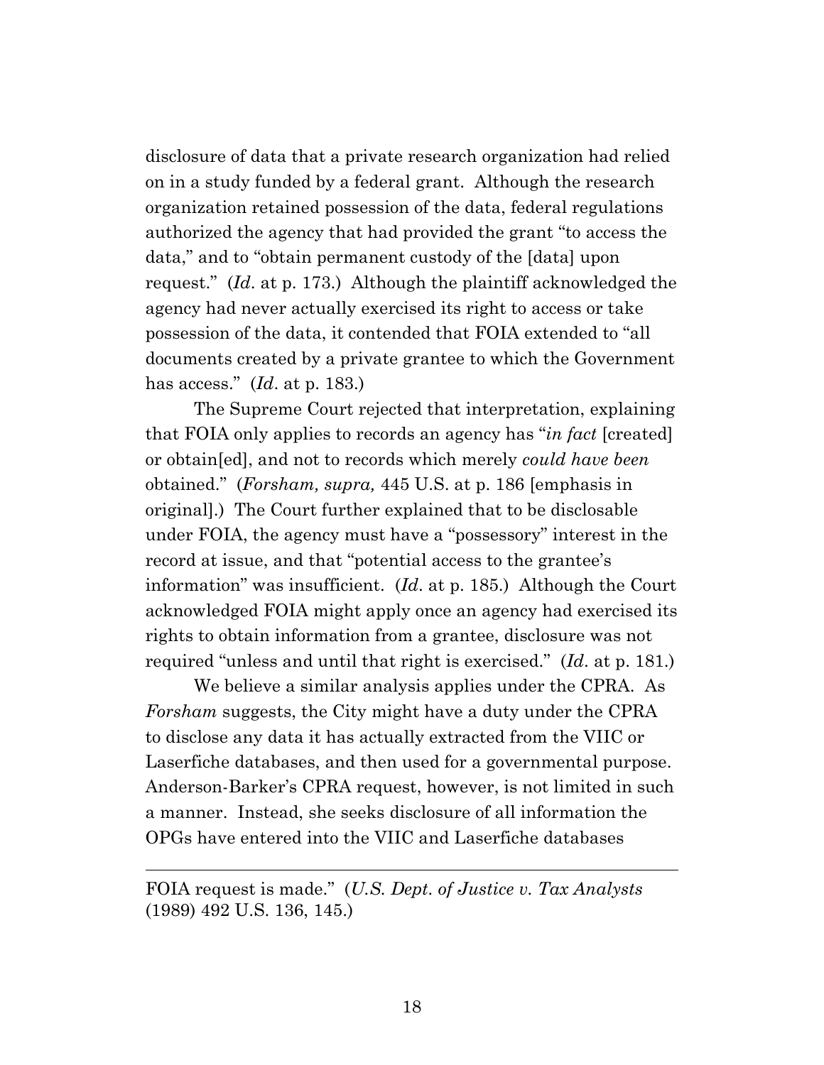disclosure of data that a private research organization had relied on in a study funded by a federal grant. Although the research organization retained possession of the data, federal regulations authorized the agency that had provided the grant "to access the data," and to "obtain permanent custody of the [data] upon request." (*Id*. at p. 173.) Although the plaintiff acknowledged the agency had never actually exercised its right to access or take possession of the data, it contended that FOIA extended to "all documents created by a private grantee to which the Government has access." (*Id*. at p. 183.)

The Supreme Court rejected that interpretation, explaining that FOIA only applies to records an agency has "*in fact* [created] or obtain[ed], and not to records which merely *could have been* obtained." (*Forsham, supra,* 445 U.S. at p. 186 [emphasis in original].) The Court further explained that to be disclosable under FOIA, the agency must have a "possessory" interest in the record at issue, and that "potential access to the grantee's information" was insufficient. (*Id*. at p. 185.) Although the Court acknowledged FOIA might apply once an agency had exercised its rights to obtain information from a grantee, disclosure was not required "unless and until that right is exercised." (*Id*. at p. 181.)

We believe a similar analysis applies under the CPRA. As *Forsham* suggests, the City might have a duty under the CPRA to disclose any data it has actually extracted from the VIIC or Laserfiche databases, and then used for a governmental purpose. Anderson-Barker's CPRA request, however, is not limited in such a manner. Instead, she seeks disclosure of all information the OPGs have entered into the VIIC and Laserfiche databases

---

FOIA request is made." (*U.S. Dept. of Justice v. Tax Analysts* (1989) 492 U.S. 136, 145.)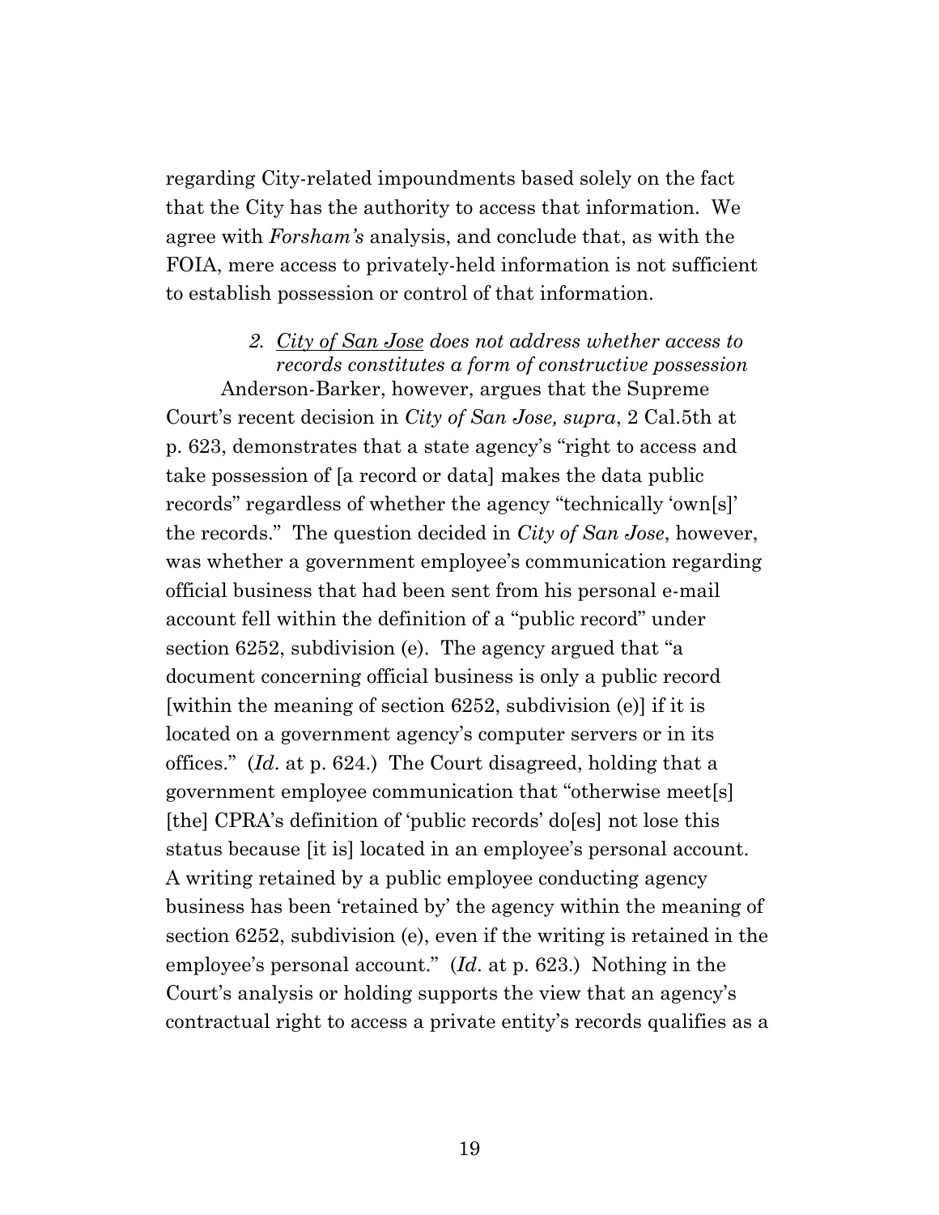regarding City-related impoundments based solely on the fact that the City has the authority to access that information. We agree with *Forsham's* analysis, and conclude that, as with the FOIA, mere access to privately-held information is not sufficient to establish possession or control of that information.

### *2. City of San Jose does not address whether access to records constitutes a form of constructive possession*

Anderson-Barker, however, argues that the Supreme Court's recent decision in *City of San Jose, supra*, 2 Cal.5th at p. 623, demonstrates that a state agency's "right to access and take possession of [a record or data] makes the data public records" regardless of whether the agency "technically 'own[s]' the records." The question decided in *City of San Jose*, however, was whether a government employee's communication regarding official business that had been sent from his personal e-mail account fell within the definition of a "public record" under section 6252, subdivision (e). The agency argued that "a document concerning official business is only a public record [within the meaning of section 6252, subdivision (e)] if it is located on a government agency's computer servers or in its offices." (*Id*. at p. 624.) The Court disagreed, holding that a government employee communication that "otherwise meet[s] [the] CPRA's definition of 'public records' do[es] not lose this status because [it is] located in an employee's personal account. A writing retained by a public employee conducting agency business has been 'retained by' the agency within the meaning of section 6252, subdivision (e), even if the writing is retained in the employee's personal account." (*Id*. at p. 623.) Nothing in the Court's analysis or holding supports the view that an agency's contractual right to access a private entity's records qualifies as a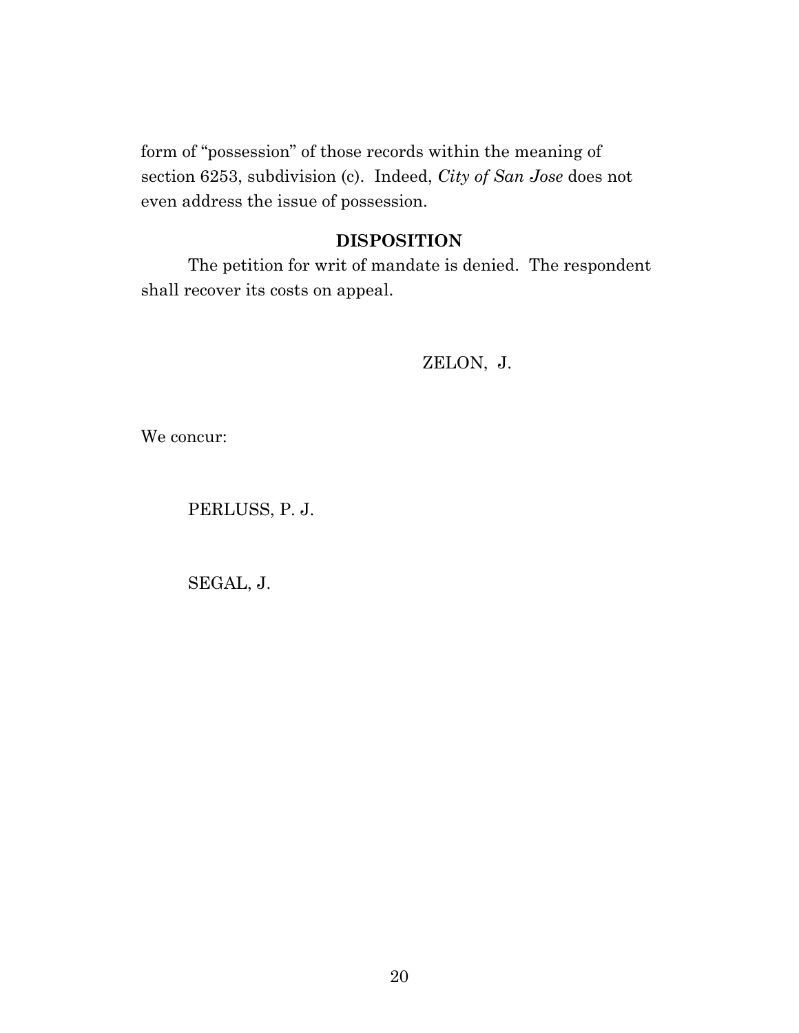form of "possession" of those records within the meaning of section 6253, subdivision (c). Indeed, *City of San Jose* does not even address the issue of possession.

## DISPOSITION

The petition for writ of mandate is denied. The respondent shall recover its costs on appeal.

ZELON, J.

We concur:

PERLUSS, P. J.

SEGAL, J.